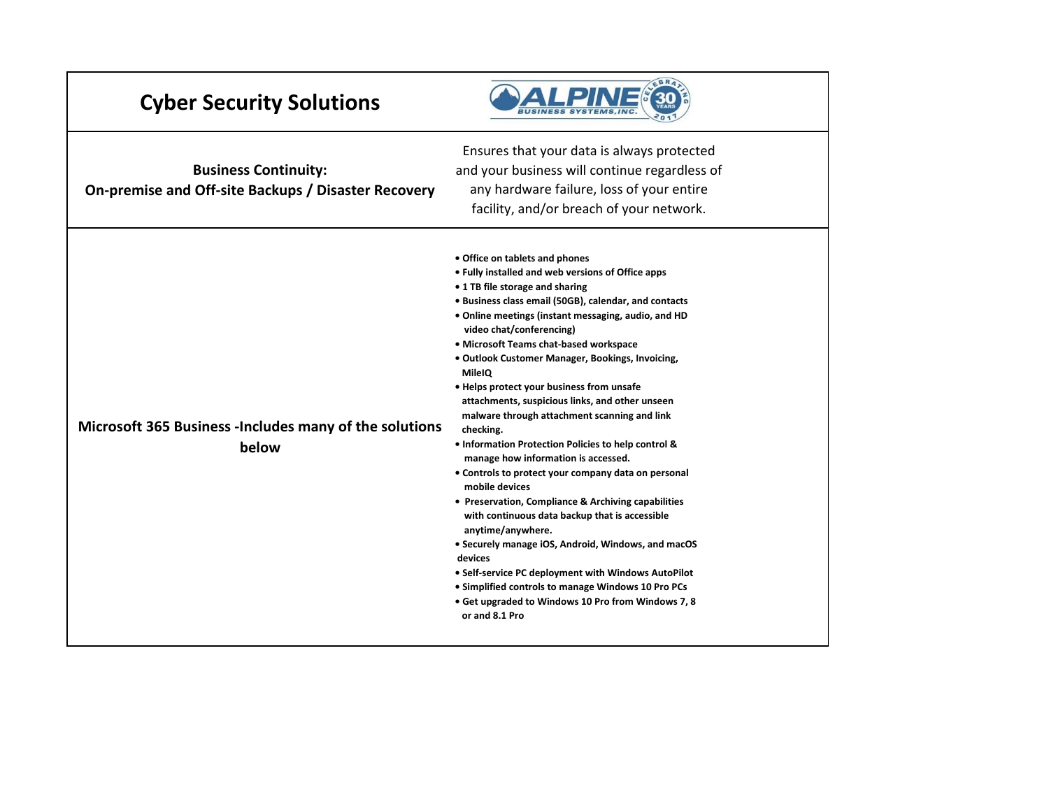| Cyber Security Solutions | ALPINE BUSINESS SYSTEMS, INC. CELEBRATING 30 YEARS 2017 |
|---|---|
| **Business Continuity:**<br>**On-premise and Off-site Backups / Disaster Recovery** | Ensures that your data is always protected and your business will continue regardless of any hardware failure, loss of your entire facility, and/or breach of your network. |
| **Microsoft 365 Business -Includes many of the solutions below** | • Office on tablets and phones<br>• Fully installed and web versions of Office apps<br>• 1 TB file storage and sharing<br>• Business class email (50GB), calendar, and contacts<br>• Online meetings (instant messaging, audio, and HD video chat/conferencing)<br>• Microsoft Teams chat-based workspace<br>• Outlook Customer Manager, Bookings, Invoicing, MileIQ<br>• Helps protect your business from unsafe attachments, suspicious links, and other unseen malware through attachment scanning and link checking.<br>• Information Protection Policies to help control & manage how information is accessed.<br>• Controls to protect your company data on personal mobile devices<br>• Preservation, Compliance & Archiving capabilities with continuous data backup that is accessible anytime/anywhere.<br>• Securely manage iOS, Android, Windows, and macOS devices<br>• Self-service PC deployment with Windows AutoPilot<br>• Simplified controls to manage Windows 10 Pro PCs<br>• Get upgraded to Windows 10 Pro from Windows 7, 8 or and 8.1 Pro |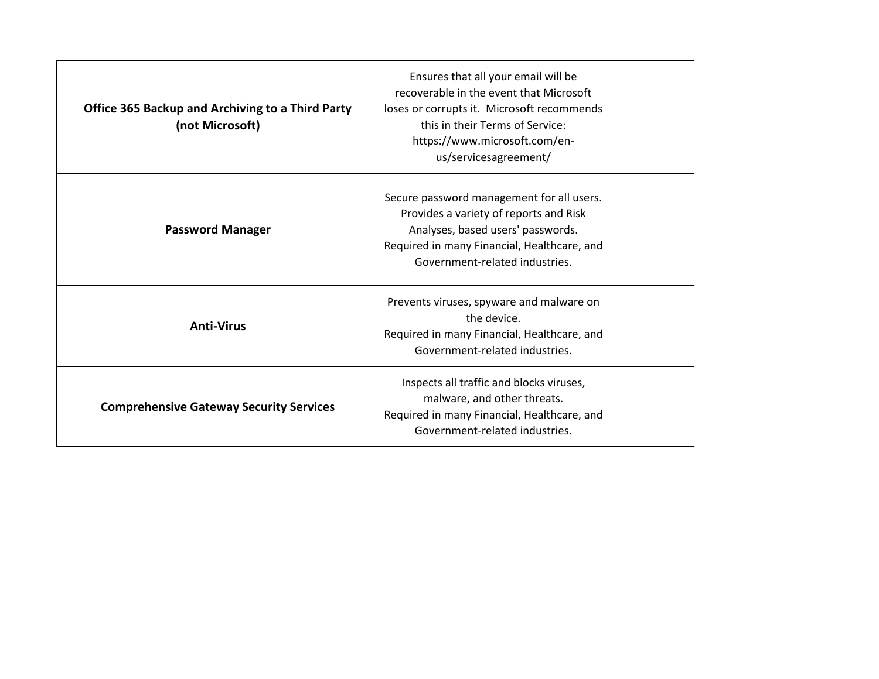| | |
|---|---|
| **Office 365 Backup and Archiving to a Third Party (not Microsoft)** | Ensures that all your email will be recoverable in the event that Microsoft loses or corrupts it. Microsoft recommends this in their Terms of Service: https://www.microsoft.com/en-us/servicesagreement/ |
| **Password Manager** | Secure password management for all users. Provides a variety of reports and Risk Analyses, based users' passwords. Required in many Financial, Healthcare, and Government-related industries. |
| **Anti-Virus** | Prevents viruses, spyware and malware on the device. Required in many Financial, Healthcare, and Government-related industries. |
| **Comprehensive Gateway Security Services** | Inspects all traffic and blocks viruses, malware, and other threats. Required in many Financial, Healthcare, and Government-related industries. |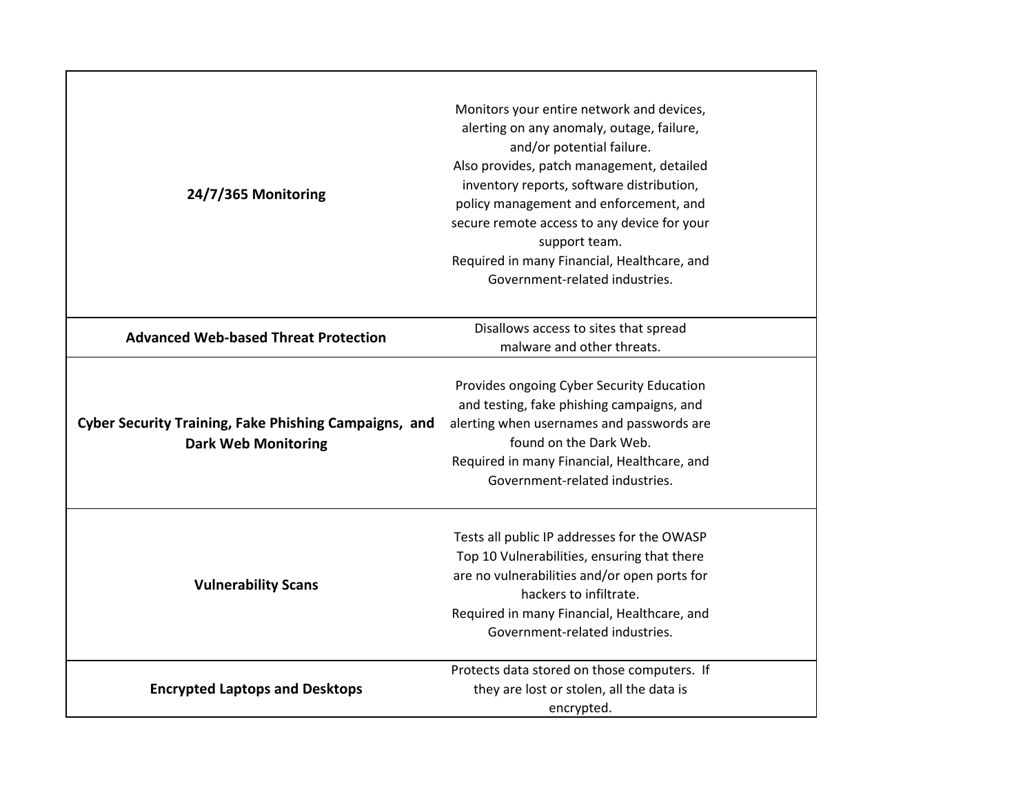| | |
|---|---|
| **24/7/365 Monitoring** | Monitors your entire network and devices, alerting on any anomaly, outage, failure, and/or potential failure.<br>Also provides, patch management, detailed inventory reports, software distribution, policy management and enforcement, and secure remote access to any device for your support team.<br>Required in many Financial, Healthcare, and Government-related industries. |
| **Advanced Web-based Threat Protection** | Disallows access to sites that spread malware and other threats. |
| **Cyber Security Training, Fake Phishing Campaigns, and Dark Web Monitoring** | Provides ongoing Cyber Security Education and testing, fake phishing campaigns, and alerting when usernames and passwords are found on the Dark Web.<br>Required in many Financial, Healthcare, and Government-related industries. |
| **Vulnerability Scans** | Tests all public IP addresses for the OWASP Top 10 Vulnerabilities, ensuring that there are no vulnerabilities and/or open ports for hackers to infiltrate.<br>Required in many Financial, Healthcare, and Government-related industries. |
| **Encrypted Laptops and Desktops** | Protects data stored on those computers. If they are lost or stolen, all the data is encrypted. |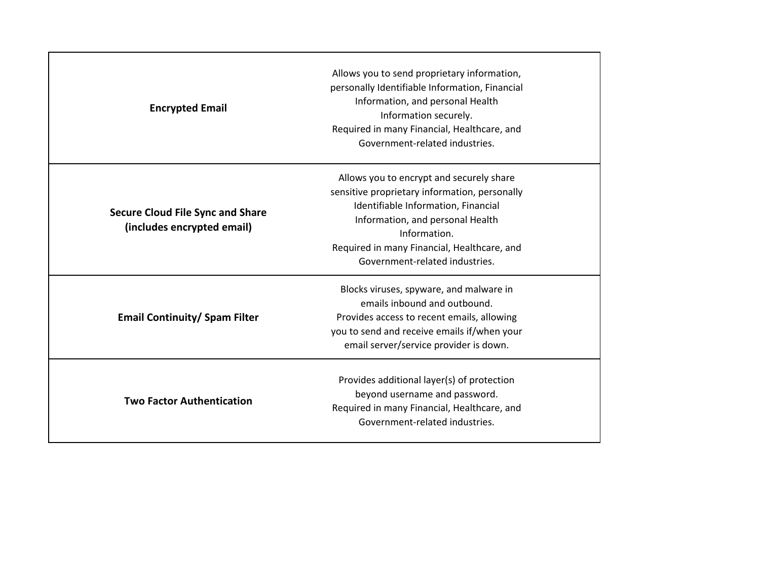| | |
|---|---|
| **Encrypted Email** | Allows you to send proprietary information, personally Identifiable Information, Financial Information, and personal Health Information securely.<br>Required in many Financial, Healthcare, and Government-related industries. |
| **Secure Cloud File Sync and Share (includes encrypted email)** | Allows you to encrypt and securely share sensitive proprietary information, personally Identifiable Information, Financial Information, and personal Health Information.<br>Required in many Financial, Healthcare, and Government-related industries. |
| **Email Continuity/ Spam Filter** | Blocks viruses, spyware, and malware in emails inbound and outbound.<br>Provides access to recent emails, allowing you to send and receive emails if/when your email server/service provider is down. |
| **Two Factor Authentication** | Provides additional layer(s) of protection beyond username and password.<br>Required in many Financial, Healthcare, and Government-related industries. |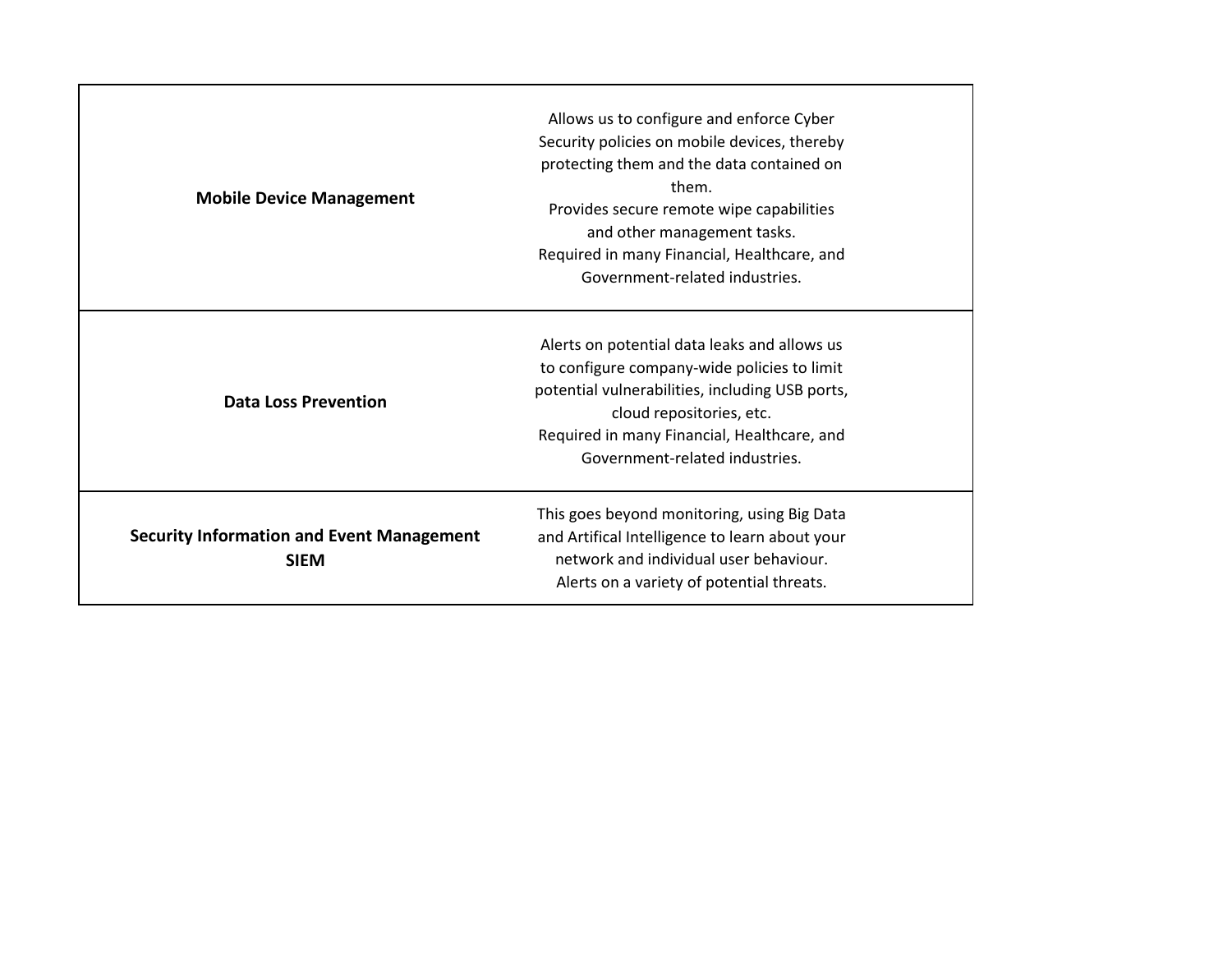| | |
|---|---|
| **Mobile Device Management** | Allows us to configure and enforce Cyber Security policies on mobile devices, thereby protecting them and the data contained on them.<br>Provides secure remote wipe capabilities and other management tasks.<br>Required in many Financial, Healthcare, and Government-related industries. |
| **Data Loss Prevention** | Alerts on potential data leaks and allows us to configure company-wide policies to limit potential vulnerabilities, including USB ports, cloud repositories, etc.<br>Required in many Financial, Healthcare, and Government-related industries. |
| **Security Information and Event Management SIEM** | This goes beyond monitoring, using Big Data and Artifical Intelligence to learn about your network and individual user behaviour.<br>Alerts on a variety of potential threats. |